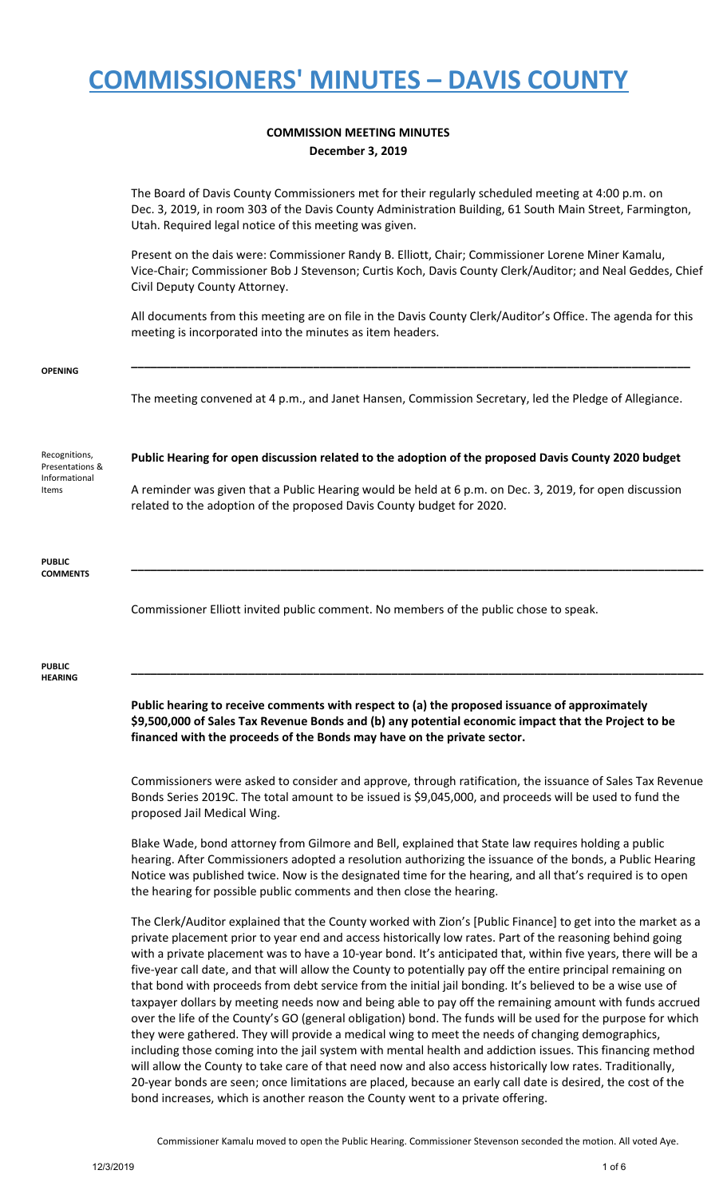# COMMISSIONERS' MINUTES – DAVIS COUNTY

## COMMISSION MEETING MINUTES
**December 3, 2019**

The Board of Davis County Commissioners met for their regularly scheduled meeting at 4:00 p.m. on Dec. 3, 2019, in room 303 of the Davis County Administration Building, 61 South Main Street, Farmington, Utah. Required legal notice of this meeting was given.

Present on the dais were: Commissioner Randy B. Elliott, Chair; Commissioner Lorene Miner Kamalu, Vice-Chair; Commissioner Bob J Stevenson; Curtis Koch, Davis County Clerk/Auditor; and Neal Geddes, Chief Civil Deputy County Attorney.

All documents from this meeting are on file in the Davis County Clerk/Auditor's Office. The agenda for this meeting is incorporated into the minutes as item headers.

**OPENING**

The meeting convened at 4 p.m., and Janet Hansen, Commission Secretary, led the Pledge of Allegiance.

**Recognitions, Presentations & Informational Items**

**Public Hearing for open discussion related to the adoption of the proposed Davis County 2020 budget**

A reminder was given that a Public Hearing would be held at 6 p.m. on Dec. 3, 2019, for open discussion related to the adoption of the proposed Davis County budget for 2020.

**PUBLIC COMMENTS**

Commissioner Elliott invited public comment. No members of the public chose to speak.

**PUBLIC HEARING**

**Public hearing to receive comments with respect to (a) the proposed issuance of approximately $9,500,000 of Sales Tax Revenue Bonds and (b) any potential economic impact that the Project to be financed with the proceeds of the Bonds may have on the private sector.**

Commissioners were asked to consider and approve, through ratification, the issuance of Sales Tax Revenue Bonds Series 2019C. The total amount to be issued is $9,045,000, and proceeds will be used to fund the proposed Jail Medical Wing.

Blake Wade, bond attorney from Gilmore and Bell, explained that State law requires holding a public hearing. After Commissioners adopted a resolution authorizing the issuance of the bonds, a Public Hearing Notice was published twice. Now is the designated time for the hearing, and all that's required is to open the hearing for possible public comments and then close the hearing.

The Clerk/Auditor explained that the County worked with Zion's [Public Finance] to get into the market as a private placement prior to year end and access historically low rates. Part of the reasoning behind going with a private placement was to have a 10-year bond. It's anticipated that, within five years, there will be a five-year call date, and that will allow the County to potentially pay off the entire principal remaining on that bond with proceeds from debt service from the initial jail bonding. It's believed to be a wise use of taxpayer dollars by meeting needs now and being able to pay off the remaining amount with funds accrued over the life of the County's GO (general obligation) bond. The funds will be used for the purpose for which they were gathered. They will provide a medical wing to meet the needs of changing demographics, including those coming into the jail system with mental health and addiction issues. This financing method will allow the County to take care of that need now and also access historically low rates. Traditionally, 20-year bonds are seen; once limitations are placed, because an early call date is desired, the cost of the bond increases, which is another reason the County went to a private offering.

Commissioner Kamalu moved to open the Public Hearing. Commissioner Stevenson seconded the motion. All voted Aye.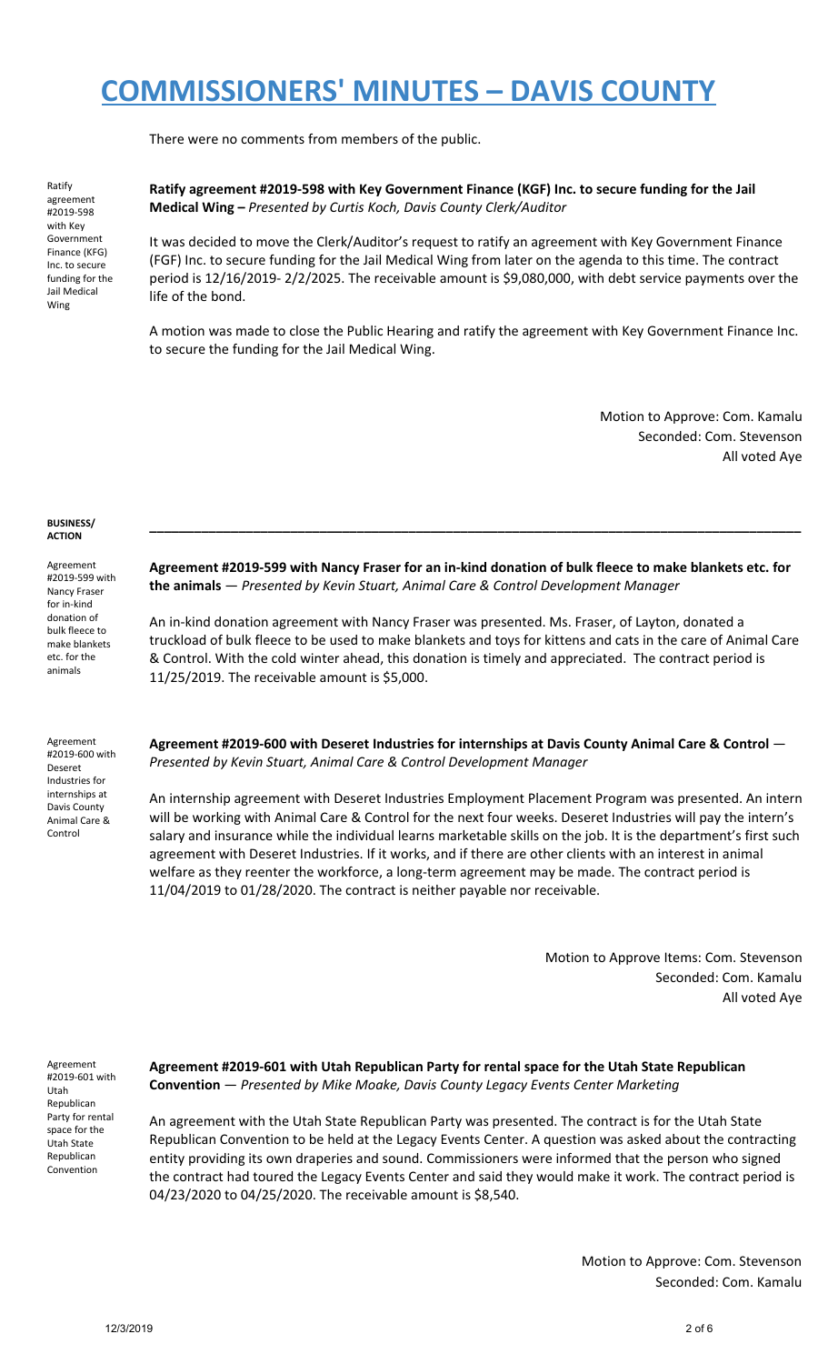There were no comments from members of the public.

Ratify agreement #2019-598 with Key Government Finance (KFG) Inc. to secure funding for the Jail Medical Wing

**Ratify agreement #2019-598 with Key Government Finance (KGF) Inc. to secure funding for the Jail Medical Wing –** *Presented by Curtis Koch, Davis County Clerk/Auditor*

It was decided to move the Clerk/Auditor's request to ratify an agreement with Key Government Finance (FGF) Inc. to secure funding for the Jail Medical Wing from later on the agenda to this time. The contract period is 12/16/2019- 2/2/2025. The receivable amount is $9,080,000, with debt service payments over the life of the bond.

A motion was made to close the Public Hearing and ratify the agreement with Key Government Finance Inc. to secure the funding for the Jail Medical Wing.

Motion to Approve: Com. Kamalu
Seconded: Com. Stevenson
All voted Aye

**BUSINESS/ ACTION**

---

Agreement #2019-599 with Nancy Fraser for in-kind donation of bulk fleece to make blankets etc. for the animals

**Agreement #2019-599 with Nancy Fraser for an in-kind donation of bulk fleece to make blankets etc. for the animals** — *Presented by Kevin Stuart, Animal Care & Control Development Manager*

An in-kind donation agreement with Nancy Fraser was presented. Ms. Fraser, of Layton, donated a truckload of bulk fleece to be used to make blankets and toys for kittens and cats in the care of Animal Care & Control. With the cold winter ahead, this donation is timely and appreciated. The contract period is 11/25/2019. The receivable amount is $5,000.

Agreement #2019-600 with Deseret Industries for internships at Davis County Animal Care & Control

**Agreement #2019-600 with Deseret Industries for internships at Davis County Animal Care & Control** — *Presented by Kevin Stuart, Animal Care & Control Development Manager*

An internship agreement with Deseret Industries Employment Placement Program was presented. An intern will be working with Animal Care & Control for the next four weeks. Deseret Industries will pay the intern's salary and insurance while the individual learns marketable skills on the job. It is the department's first such agreement with Deseret Industries. If it works, and if there are other clients with an interest in animal welfare as they reenter the workforce, a long-term agreement may be made. The contract period is 11/04/2019 to 01/28/2020. The contract is neither payable nor receivable.

Motion to Approve Items: Com. Stevenson
Seconded: Com. Kamalu
All voted Aye

Agreement #2019-601 with Utah Republican Party for rental space for the Utah State Republican Convention

**Agreement #2019-601 with Utah Republican Party for rental space for the Utah State Republican Convention** — *Presented by Mike Moake, Davis County Legacy Events Center Marketing*

An agreement with the Utah State Republican Party was presented. The contract is for the Utah State Republican Convention to be held at the Legacy Events Center. A question was asked about the contracting entity providing its own draperies and sound. Commissioners were informed that the person who signed the contract had toured the Legacy Events Center and said they would make it work. The contract period is 04/23/2020 to 04/25/2020. The receivable amount is $8,540.

Motion to Approve: Com. Stevenson
Seconded: Com. Kamalu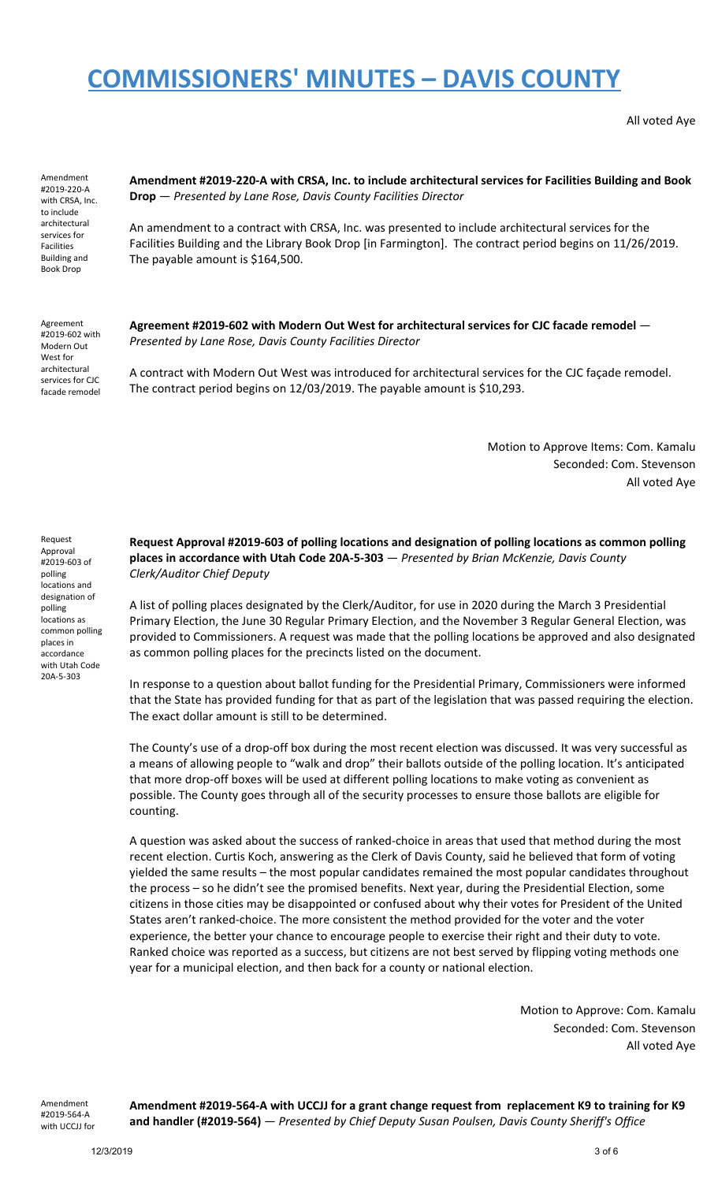# COMMISSIONERS' MINUTES – DAVIS COUNTY

All voted Aye

Amendment #2019-220-A with CRSA, Inc. to include architectural services for Facilities Building and Book Drop

**Amendment #2019-220-A with CRSA, Inc. to include architectural services for Facilities Building and Book Drop** — *Presented by Lane Rose, Davis County Facilities Director*

An amendment to a contract with CRSA, Inc. was presented to include architectural services for the Facilities Building and the Library Book Drop [in Farmington]. The contract period begins on 11/26/2019. The payable amount is $164,500.

Agreement #2019-602 with Modern Out West for architectural services for CJC facade remodel

**Agreement #2019-602 with Modern Out West for architectural services for CJC facade remodel** — *Presented by Lane Rose, Davis County Facilities Director*

A contract with Modern Out West was introduced for architectural services for the CJC façade remodel. The contract period begins on 12/03/2019. The payable amount is $10,293.

Motion to Approve Items: Com. Kamalu
Seconded: Com. Stevenson
All voted Aye

Request Approval #2019-603 of polling locations and designation of polling locations as common polling places in accordance with Utah Code 20A-5-303

**Request Approval #2019-603 of polling locations and designation of polling locations as common polling places in accordance with Utah Code 20A-5-303** — *Presented by Brian McKenzie, Davis County Clerk/Auditor Chief Deputy*

A list of polling places designated by the Clerk/Auditor, for use in 2020 during the March 3 Presidential Primary Election, the June 30 Regular Primary Election, and the November 3 Regular General Election, was provided to Commissioners. A request was made that the polling locations be approved and also designated as common polling places for the precincts listed on the document.

In response to a question about ballot funding for the Presidential Primary, Commissioners were informed that the State has provided funding for that as part of the legislation that was passed requiring the election. The exact dollar amount is still to be determined.

The County's use of a drop-off box during the most recent election was discussed. It was very successful as a means of allowing people to "walk and drop" their ballots outside of the polling location. It's anticipated that more drop-off boxes will be used at different polling locations to make voting as convenient as possible. The County goes through all of the security processes to ensure those ballots are eligible for counting.

A question was asked about the success of ranked-choice in areas that used that method during the most recent election. Curtis Koch, answering as the Clerk of Davis County, said he believed that form of voting yielded the same results – the most popular candidates remained the most popular candidates throughout the process – so he didn't see the promised benefits. Next year, during the Presidential Election, some citizens in those cities may be disappointed or confused about why their votes for President of the United States aren't ranked-choice. The more consistent the method provided for the voter and the voter experience, the better your chance to encourage people to exercise their right and their duty to vote. Ranked choice was reported as a success, but citizens are not best served by flipping voting methods one year for a municipal election, and then back for a county or national election.

Motion to Approve: Com. Kamalu
Seconded: Com. Stevenson
All voted Aye

Amendment #2019-564-A with UCCJJ for

**Amendment #2019-564-A with UCCJJ for a grant change request from replacement K9 to training for K9 and handler (#2019-564)** — *Presented by Chief Deputy Susan Poulsen, Davis County Sheriff's Office*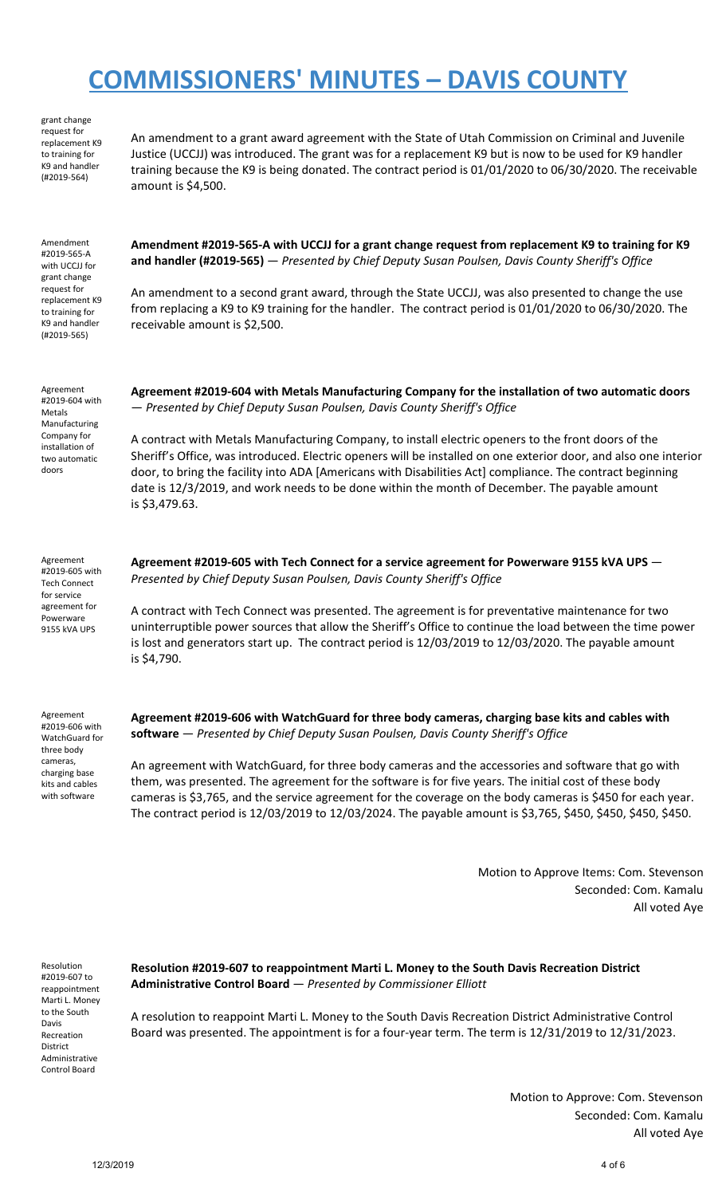# COMMISSIONERS' MINUTES – DAVIS COUNTY

grant change request for replacement K9 to training for K9 and handler (#2019-564)

An amendment to a grant award agreement with the State of Utah Commission on Criminal and Juvenile Justice (UCCJJ) was introduced. The grant was for a replacement K9 but is now to be used for K9 handler training because the K9 is being donated. The contract period is 01/01/2020 to 06/30/2020. The receivable amount is $4,500.

Amendment #2019-565-A with UCCJJ for grant change request for replacement K9 to training for K9 and handler (#2019-565)

**Amendment #2019-565-A with UCCJJ for a grant change request from replacement K9 to training for K9 and handler (#2019-565)** — *Presented by Chief Deputy Susan Poulsen, Davis County Sheriff's Office*

An amendment to a second grant award, through the State UCCJJ, was also presented to change the use from replacing a K9 to K9 training for the handler. The contract period is 01/01/2020 to 06/30/2020. The receivable amount is $2,500.

Agreement #2019-604 with Metals Manufacturing Company for installation of two automatic doors

**Agreement #2019-604 with Metals Manufacturing Company for the installation of two automatic doors** — *Presented by Chief Deputy Susan Poulsen, Davis County Sheriff's Office*

A contract with Metals Manufacturing Company, to install electric openers to the front doors of the Sheriff's Office, was introduced. Electric openers will be installed on one exterior door, and also one interior door, to bring the facility into ADA [Americans with Disabilities Act] compliance. The contract beginning date is 12/3/2019, and work needs to be done within the month of December. The payable amount is $3,479.63.

Agreement #2019-605 with Tech Connect for service agreement for Powerware 9155 kVA UPS

**Agreement #2019-605 with Tech Connect for a service agreement for Powerware 9155 kVA UPS** — *Presented by Chief Deputy Susan Poulsen, Davis County Sheriff's Office*

A contract with Tech Connect was presented. The agreement is for preventative maintenance for two uninterruptible power sources that allow the Sheriff's Office to continue the load between the time power is lost and generators start up. The contract period is 12/03/2019 to 12/03/2020. The payable amount is $4,790.

Agreement #2019-606 with WatchGuard for three body cameras, charging base kits and cables with software

**Agreement #2019-606 with WatchGuard for three body cameras, charging base kits and cables with software** — *Presented by Chief Deputy Susan Poulsen, Davis County Sheriff's Office*

An agreement with WatchGuard, for three body cameras and the accessories and software that go with them, was presented. The agreement for the software is for five years. The initial cost of these body cameras is $3,765, and the service agreement for the coverage on the body cameras is $450 for each year. The contract period is 12/03/2019 to 12/03/2024. The payable amount is $3,765, $450, $450, $450, $450.

Motion to Approve Items: Com. Stevenson
Seconded: Com. Kamalu
All voted Aye

Resolution #2019-607 to reappointment Marti L. Money to the South Davis Recreation District Administrative Control Board

**Resolution #2019-607 to reappointment Marti L. Money to the South Davis Recreation District Administrative Control Board** — *Presented by Commissioner Elliott*

A resolution to reappoint Marti L. Money to the South Davis Recreation District Administrative Control Board was presented. The appointment is for a four-year term. The term is 12/31/2019 to 12/31/2023.

Motion to Approve: Com. Stevenson
Seconded: Com. Kamalu
All voted Aye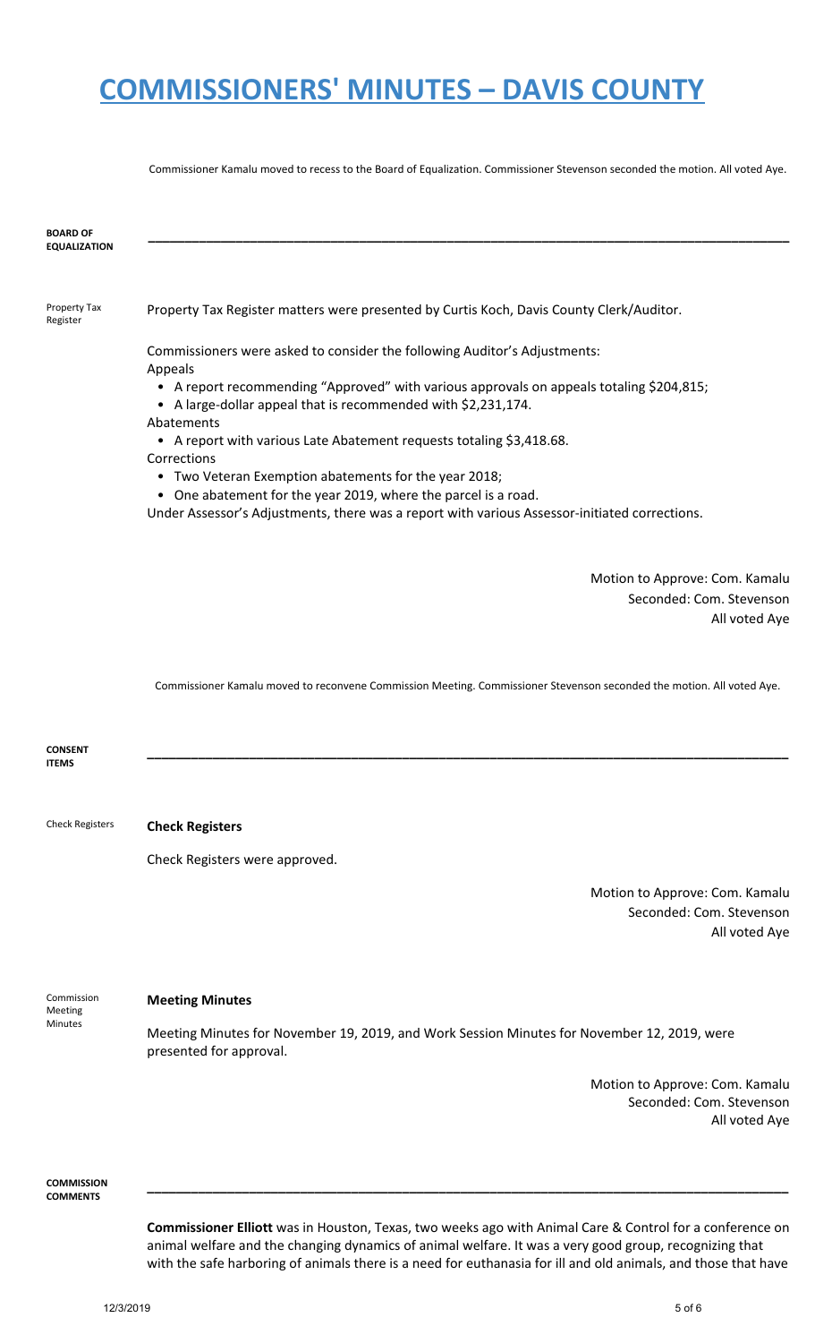# COMMISSIONERS' MINUTES – DAVIS COUNTY

Commissioner Kamalu moved to recess to the Board of Equalization. Commissioner Stevenson seconded the motion. All voted Aye.

**BOARD OF EQUALIZATION**

---

Property Tax Register

Property Tax Register matters were presented by Curtis Koch, Davis County Clerk/Auditor.

Commissioners were asked to consider the following Auditor's Adjustments:

Appeals

- A report recommending "Approved" with various approvals on appeals totaling $204,815;
- A large-dollar appeal that is recommended with $2,231,174.

Abatements

- A report with various Late Abatement requests totaling $3,418.68.

Corrections

- Two Veteran Exemption abatements for the year 2018;
- One abatement for the year 2019, where the parcel is a road.

Under Assessor's Adjustments, there was a report with various Assessor-initiated corrections.

Motion to Approve: Com. Kamalu
Seconded: Com. Stevenson
All voted Aye

Commissioner Kamalu moved to reconvene Commission Meeting. Commissioner Stevenson seconded the motion. All voted Aye.

**CONSENT ITEMS**

---

Check Registers

**Check Registers**

Check Registers were approved.

Motion to Approve: Com. Kamalu
Seconded: Com. Stevenson
All voted Aye

Commission Meeting Minutes

**Meeting Minutes**

Meeting Minutes for November 19, 2019, and Work Session Minutes for November 12, 2019, were presented for approval.

Motion to Approve: Com. Kamalu
Seconded: Com. Stevenson
All voted Aye

**COMMISSION COMMENTS**

---

**Commissioner Elliott** was in Houston, Texas, two weeks ago with Animal Care & Control for a conference on animal welfare and the changing dynamics of animal welfare. It was a very good group, recognizing that with the safe harboring of animals there is a need for euthanasia for ill and old animals, and those that have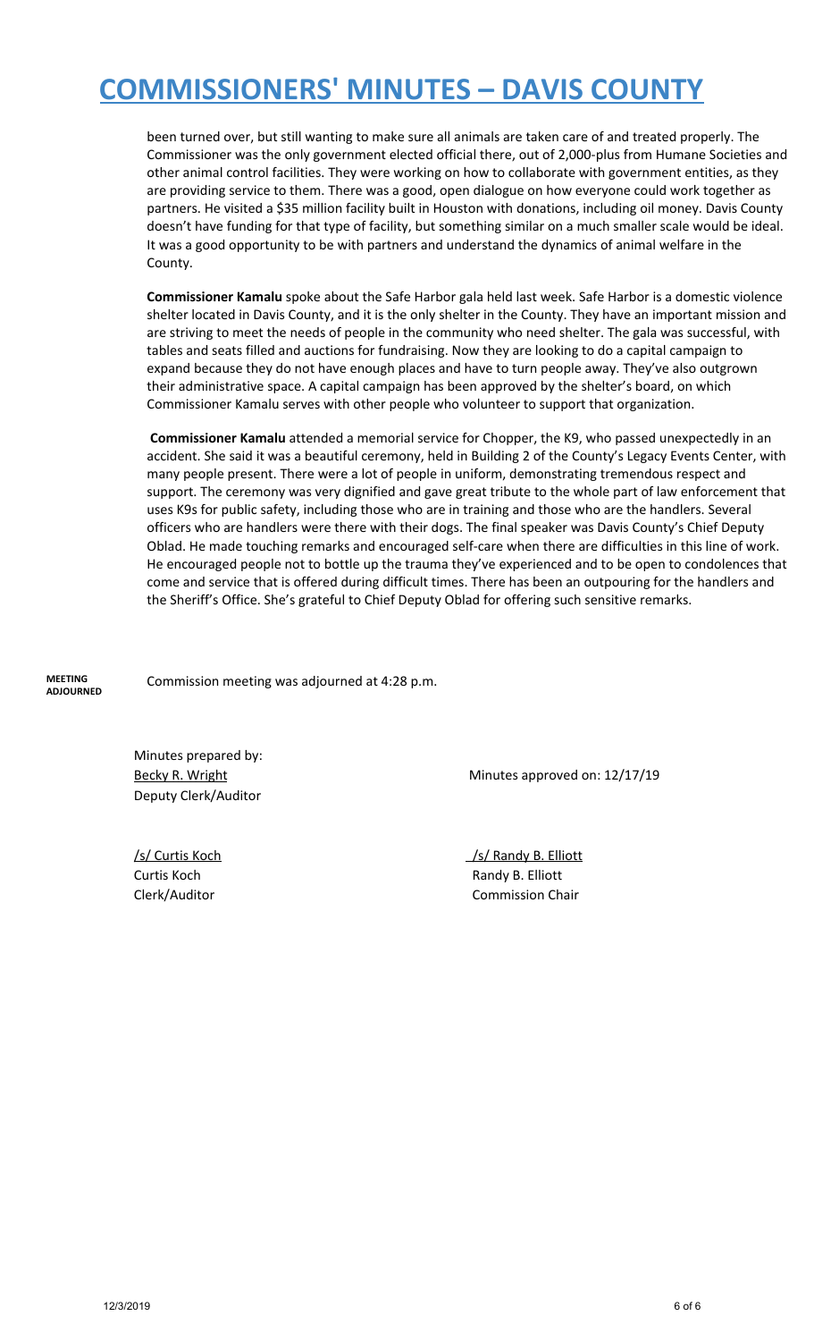been turned over, but still wanting to make sure all animals are taken care of and treated properly. The Commissioner was the only government elected official there, out of 2,000-plus from Humane Societies and other animal control facilities. They were working on how to collaborate with government entities, as they are providing service to them. There was a good, open dialogue on how everyone could work together as partners. He visited a $35 million facility built in Houston with donations, including oil money. Davis County doesn't have funding for that type of facility, but something similar on a much smaller scale would be ideal. It was a good opportunity to be with partners and understand the dynamics of animal welfare in the County.

**Commissioner Kamalu** spoke about the Safe Harbor gala held last week. Safe Harbor is a domestic violence shelter located in Davis County, and it is the only shelter in the County. They have an important mission and are striving to meet the needs of people in the community who need shelter. The gala was successful, with tables and seats filled and auctions for fundraising. Now they are looking to do a capital campaign to expand because they do not have enough places and have to turn people away. They've also outgrown their administrative space. A capital campaign has been approved by the shelter's board, on which Commissioner Kamalu serves with other people who volunteer to support that organization.

**Commissioner Kamalu** attended a memorial service for Chopper, the K9, who passed unexpectedly in an accident. She said it was a beautiful ceremony, held in Building 2 of the County's Legacy Events Center, with many people present. There were a lot of people in uniform, demonstrating tremendous respect and support. The ceremony was very dignified and gave great tribute to the whole part of law enforcement that uses K9s for public safety, including those who are in training and those who are the handlers. Several officers who are handlers were there with their dogs. The final speaker was Davis County's Chief Deputy Oblad. He made touching remarks and encouraged self-care when there are difficulties in this line of work. He encouraged people not to bottle up the trauma they've experienced and to be open to condolences that come and service that is offered during difficult times. There has been an outpouring for the handlers and the Sheriff's Office. She's grateful to Chief Deputy Oblad for offering such sensitive remarks.

**MEETING ADJOURNED**

Commission meeting was adjourned at 4:28 p.m.

Minutes prepared by:
Becky R. Wright
Deputy Clerk/Auditor

Minutes approved on: 12/17/19

/s/ Curtis Koch
Curtis Koch
Clerk/Auditor

/s/ Randy B. Elliott
Randy B. Elliott
Commission Chair